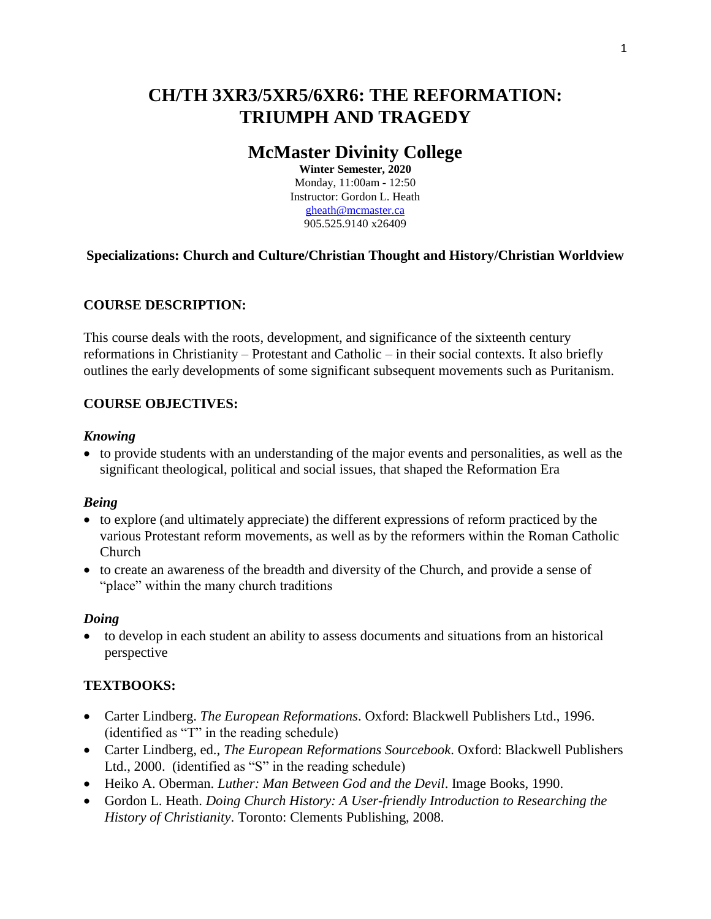# CH/TH 3XR3/5XR5/6XR6: THE REFORMATION: TRIUMPH AND TRAGEDY

## McMaster Divinity College

**Winter Semester, 2020**
Monday, 11:00am - 12:50
Instructor: Gordon L. Heath
gheath@mcmaster.ca
905.525.9140 x26409

**Specializations: Church and Culture/Christian Thought and History/Christian Worldview**

### COURSE DESCRIPTION:

This course deals with the roots, development, and significance of the sixteenth century reformations in Christianity – Protestant and Catholic – in their social contexts. It also briefly outlines the early developments of some significant subsequent movements such as Puritanism.

### COURSE OBJECTIVES:

***Knowing***

- to provide students with an understanding of the major events and personalities, as well as the significant theological, political and social issues, that shaped the Reformation Era

***Being***

- to explore (and ultimately appreciate) the different expressions of reform practiced by the various Protestant reform movements, as well as by the reformers within the Roman Catholic Church
- to create an awareness of the breadth and diversity of the Church, and provide a sense of "place" within the many church traditions

***Doing***

- to develop in each student an ability to assess documents and situations from an historical perspective

### TEXTBOOKS:

- Carter Lindberg. *The European Reformations*. Oxford: Blackwell Publishers Ltd., 1996. (identified as "T" in the reading schedule)
- Carter Lindberg, ed., *The European Reformations Sourcebook*. Oxford: Blackwell Publishers Ltd., 2000. (identified as "S" in the reading schedule)
- Heiko A. Oberman. *Luther: Man Between God and the Devil*. Image Books, 1990.
- Gordon L. Heath. *Doing Church History: A User-friendly Introduction to Researching the History of Christianity*. Toronto: Clements Publishing, 2008.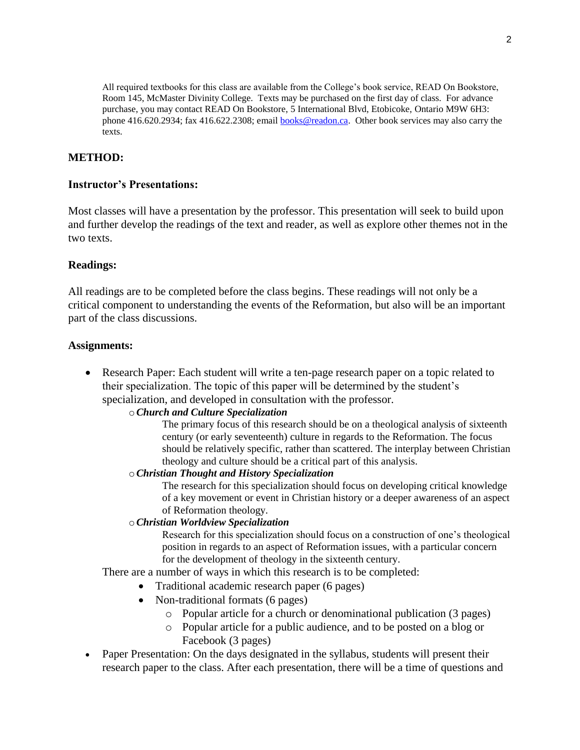All required textbooks for this class are available from the College's book service, READ On Bookstore, Room 145, McMaster Divinity College. Texts may be purchased on the first day of class. For advance purchase, you may contact READ On Bookstore, 5 International Blvd, Etobicoke, Ontario M9W 6H3: phone 416.620.2934; fax 416.622.2308; email books@readon.ca. Other book services may also carry the texts.

## METHOD:

### Instructor's Presentations:

Most classes will have a presentation by the professor. This presentation will seek to build upon and further develop the readings of the text and reader, as well as explore other themes not in the two texts.

### Readings:

All readings are to be completed before the class begins. These readings will not only be a critical component to understanding the events of the Reformation, but also will be an important part of the class discussions.

### Assignments:

- Research Paper: Each student will write a ten-page research paper on a topic related to their specialization. The topic of this paper will be determined by the student's specialization, and developed in consultation with the professor.
  - ***Church and Culture Specialization***

    The primary focus of this research should be on a theological analysis of sixteenth century (or early seventeenth) culture in regards to the Reformation. The focus should be relatively specific, rather than scattered. The interplay between Christian theology and culture should be a critical part of this analysis.
  - ***Christian Thought and History Specialization***

    The research for this specialization should focus on developing critical knowledge of a key movement or event in Christian history or a deeper awareness of an aspect of Reformation theology.
  - ***Christian Worldview Specialization***

    Research for this specialization should focus on a construction of one's theological position in regards to an aspect of Reformation issues, with a particular concern for the development of theology in the sixteenth century.

  There are a number of ways in which this research is to be completed:
  - Traditional academic research paper (6 pages)
  - Non-traditional formats (6 pages)
    - Popular article for a church or denominational publication (3 pages)
    - Popular article for a public audience, and to be posted on a blog or Facebook (3 pages)
- Paper Presentation: On the days designated in the syllabus, students will present their research paper to the class. After each presentation, there will be a time of questions and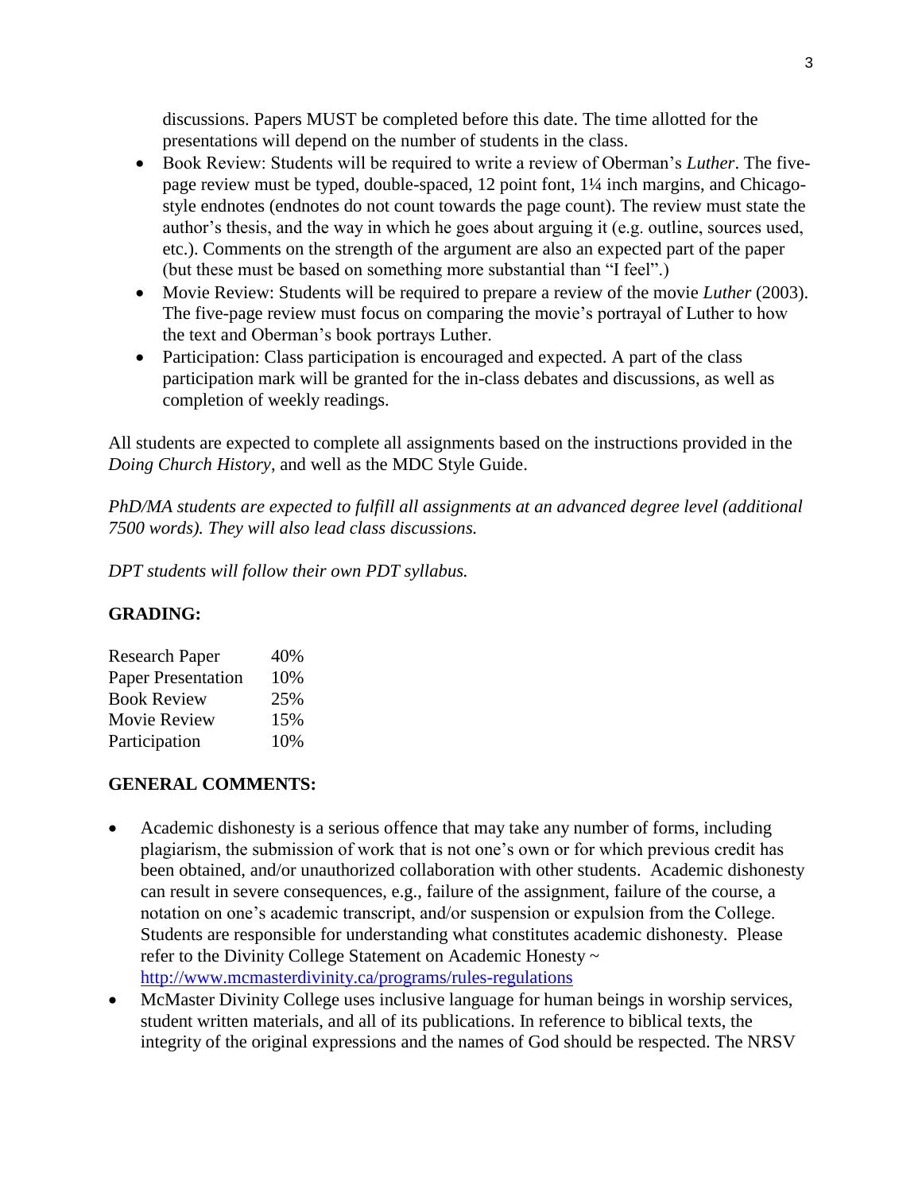discussions. Papers MUST be completed before this date. The time allotted for the presentations will depend on the number of students in the class.

- Book Review: Students will be required to write a review of Oberman's *Luther*. The five-page review must be typed, double-spaced, 12 point font, 1¼ inch margins, and Chicago-style endnotes (endnotes do not count towards the page count). The review must state the author's thesis, and the way in which he goes about arguing it (e.g. outline, sources used, etc.). Comments on the strength of the argument are also an expected part of the paper (but these must be based on something more substantial than "I feel".)
- Movie Review: Students will be required to prepare a review of the movie *Luther* (2003). The five-page review must focus on comparing the movie's portrayal of Luther to how the text and Oberman's book portrays Luther.
- Participation: Class participation is encouraged and expected. A part of the class participation mark will be granted for the in-class debates and discussions, as well as completion of weekly readings.

All students are expected to complete all assignments based on the instructions provided in the *Doing Church History*, and well as the MDC Style Guide.

*PhD/MA students are expected to fulfill all assignments at an advanced degree level (additional 7500 words). They will also lead class discussions.*

*DPT students will follow their own PDT syllabus.*

**GRADING:**

| | |
|---|---|
| Research Paper | 40% |
| Paper Presentation | 10% |
| Book Review | 25% |
| Movie Review | 15% |
| Participation | 10% |

**GENERAL COMMENTS:**

- Academic dishonesty is a serious offence that may take any number of forms, including plagiarism, the submission of work that is not one's own or for which previous credit has been obtained, and/or unauthorized collaboration with other students. Academic dishonesty can result in severe consequences, e.g., failure of the assignment, failure of the course, a notation on one's academic transcript, and/or suspension or expulsion from the College. Students are responsible for understanding what constitutes academic dishonesty. Please refer to the Divinity College Statement on Academic Honesty ~ http://www.mcmasterdivinity.ca/programs/rules-regulations
- McMaster Divinity College uses inclusive language for human beings in worship services, student written materials, and all of its publications. In reference to biblical texts, the integrity of the original expressions and the names of God should be respected. The NRSV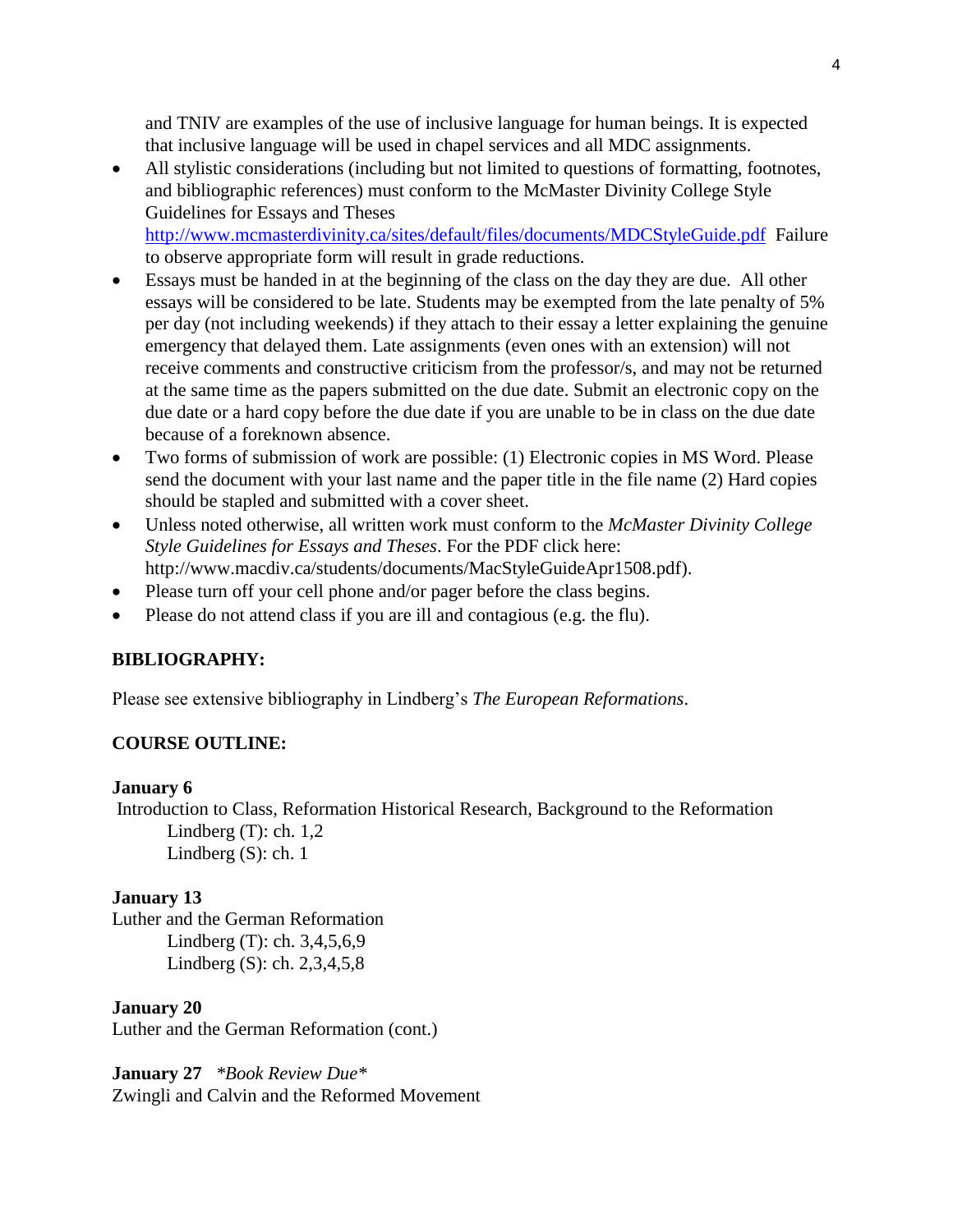and TNIV are examples of the use of inclusive language for human beings. It is expected that inclusive language will be used in chapel services and all MDC assignments.

- All stylistic considerations (including but not limited to questions of formatting, footnotes, and bibliographic references) must conform to the McMaster Divinity College Style Guidelines for Essays and Theses http://www.mcmasterdivinity.ca/sites/default/files/documents/MDCStyleGuide.pdf Failure to observe appropriate form will result in grade reductions.
- Essays must be handed in at the beginning of the class on the day they are due. All other essays will be considered to be late. Students may be exempted from the late penalty of 5% per day (not including weekends) if they attach to their essay a letter explaining the genuine emergency that delayed them. Late assignments (even ones with an extension) will not receive comments and constructive criticism from the professor/s, and may not be returned at the same time as the papers submitted on the due date. Submit an electronic copy on the due date or a hard copy before the due date if you are unable to be in class on the due date because of a foreknown absence.
- Two forms of submission of work are possible: (1) Electronic copies in MS Word. Please send the document with your last name and the paper title in the file name (2) Hard copies should be stapled and submitted with a cover sheet.
- Unless noted otherwise, all written work must conform to the *McMaster Divinity College Style Guidelines for Essays and Theses*. For the PDF click here: http://www.macdiv.ca/students/documents/MacStyleGuideApr1508.pdf).
- Please turn off your cell phone and/or pager before the class begins.
- Please do not attend class if you are ill and contagious (e.g. the flu).

**BIBLIOGRAPHY:**

Please see extensive bibliography in Lindberg's *The European Reformations*.

**COURSE OUTLINE:**

**January 6**
Introduction to Class, Reformation Historical Research, Background to the Reformation
Lindberg (T): ch. 1,2
Lindberg (S): ch. 1

**January 13**
Luther and the German Reformation
Lindberg (T): ch. 3,4,5,6,9
Lindberg (S): ch. 2,3,4,5,8

**January 20**
Luther and the German Reformation (cont.)

**January 27** *\*Book Review Due\**
Zwingli and Calvin and the Reformed Movement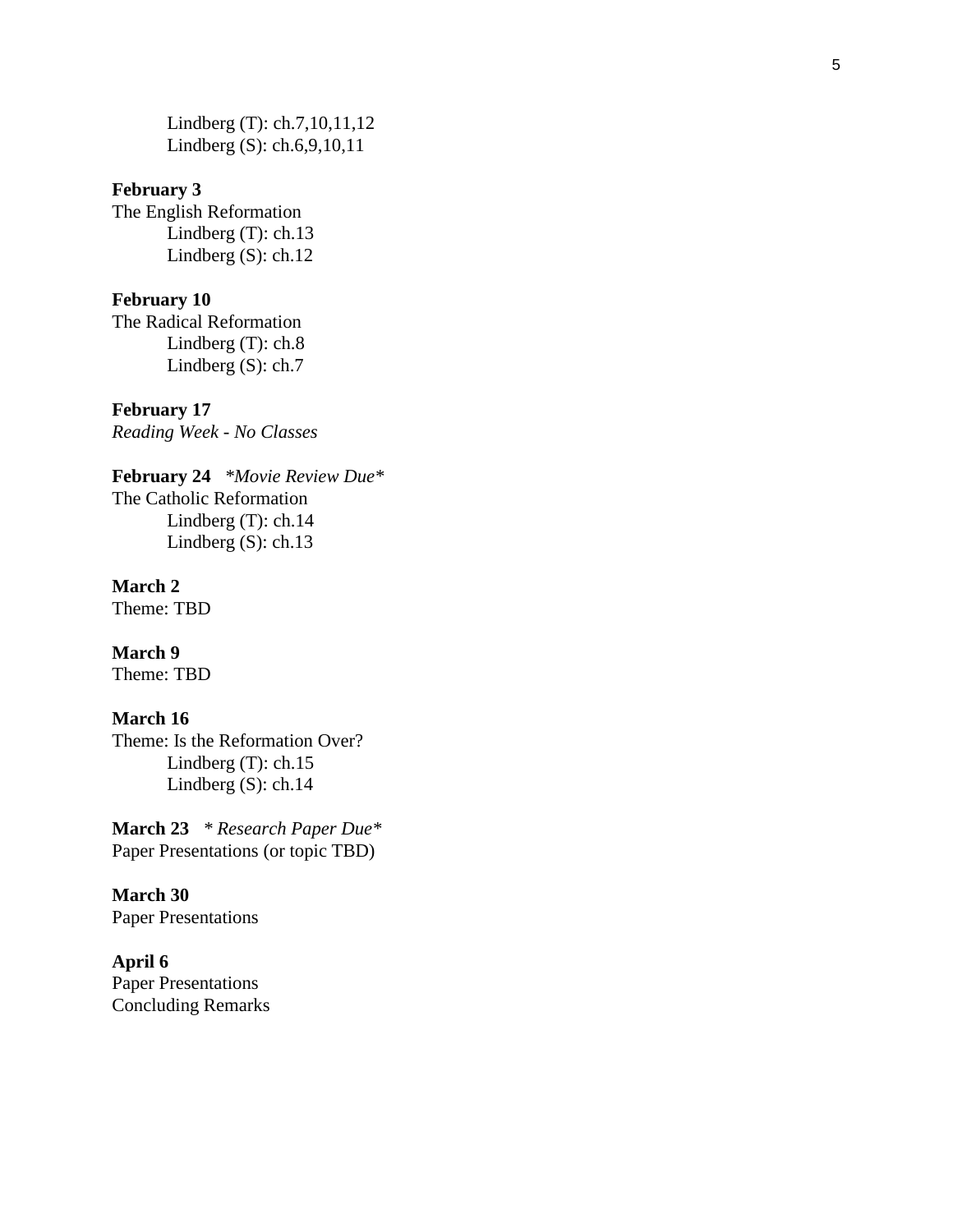Lindberg (T): ch.7,10,11,12
Lindberg (S): ch.6,9,10,11

**February 3**
The English Reformation
Lindberg (T): ch.13
Lindberg (S): ch.12

**February 10**
The Radical Reformation
Lindberg (T): ch.8
Lindberg (S): ch.7

**February 17**
*Reading Week - No Classes*

**February 24** *\*Movie Review Due\**
The Catholic Reformation
Lindberg (T): ch.14
Lindberg (S): ch.13

**March 2**
Theme: TBD

**March 9**
Theme: TBD

**March 16**
Theme: Is the Reformation Over?
Lindberg (T): ch.15
Lindberg (S): ch.14

**March 23** *\* Research Paper Due\**
Paper Presentations (or topic TBD)

**March 30**
Paper Presentations

**April 6**
Paper Presentations
Concluding Remarks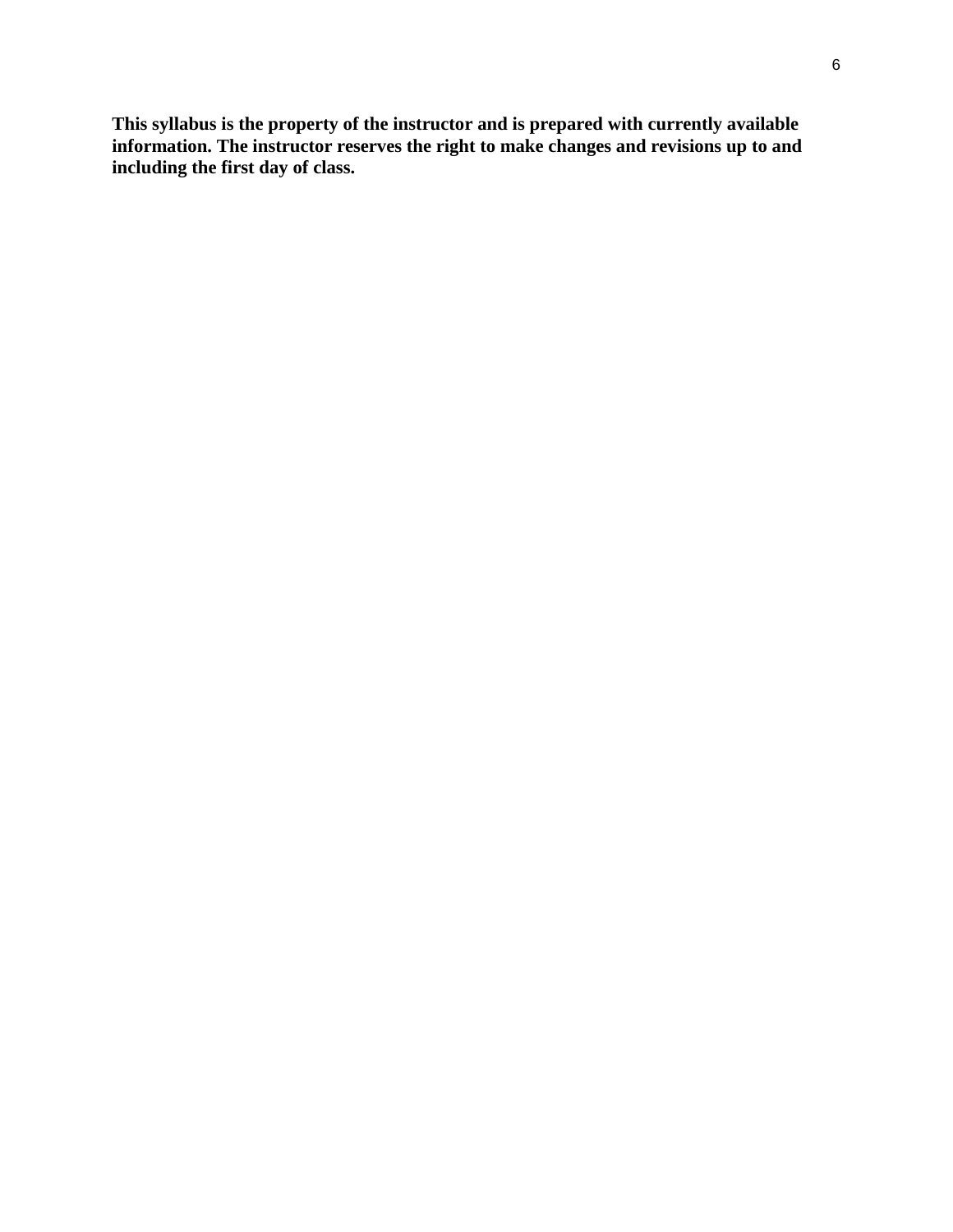**This syllabus is the property of the instructor and is prepared with currently available information. The instructor reserves the right to make changes and revisions up to and including the first day of class.**